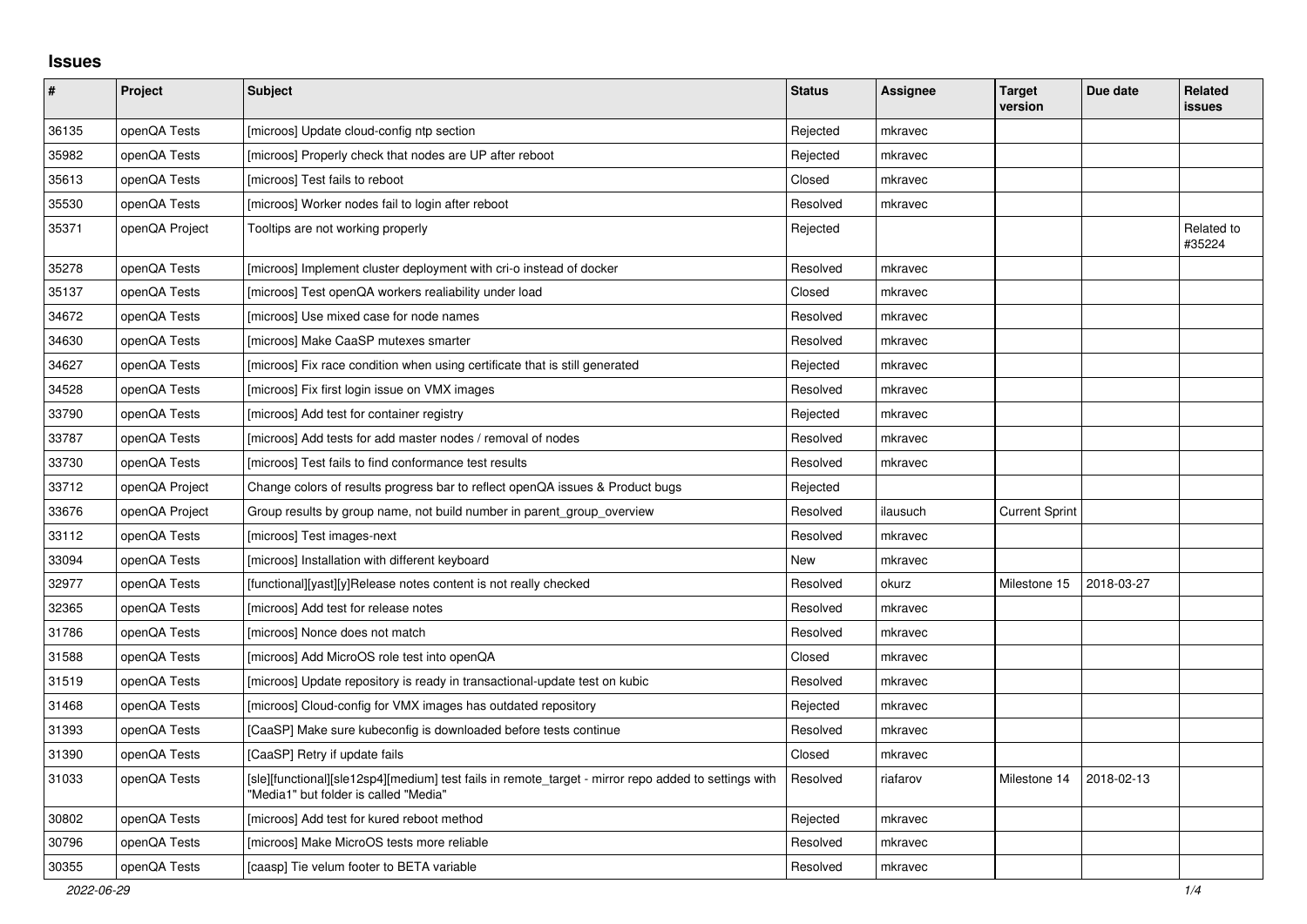## Issues

| # | Project | Subject | Status | Assignee | Target version | Due date | Related issues |
|---|---|---|---|---|---|---|---|
| 36135 | openQA Tests | [microos] Update cloud-config ntp section | Rejected | mkravec | | | |
| 35982 | openQA Tests | [microos] Properly check that nodes are UP after reboot | Rejected | mkravec | | | |
| 35613 | openQA Tests | [microos] Test fails to reboot | Closed | mkravec | | | |
| 35530 | openQA Tests | [microos] Worker nodes fail to login after reboot | Resolved | mkravec | | | |
| 35371 | openQA Project | Tooltips are not working properly | Rejected | | | | Related to #35224 |
| 35278 | openQA Tests | [microos] Implement cluster deployment with cri-o instead of docker | Resolved | mkravec | | | |
| 35137 | openQA Tests | [microos] Test openQA workers realiability under load | Closed | mkravec | | | |
| 34672 | openQA Tests | [microos] Use mixed case for node names | Resolved | mkravec | | | |
| 34630 | openQA Tests | [microos] Make CaaSP mutexes smarter | Resolved | mkravec | | | |
| 34627 | openQA Tests | [microos] Fix race condition when using certificate that is still generated | Rejected | mkravec | | | |
| 34528 | openQA Tests | [microos] Fix first login issue on VMX images | Resolved | mkravec | | | |
| 33790 | openQA Tests | [microos] Add test for container registry | Rejected | mkravec | | | |
| 33787 | openQA Tests | [microos] Add tests for add master nodes / removal of nodes | Resolved | mkravec | | | |
| 33730 | openQA Tests | [microos] Test fails to find conformance test results | Resolved | mkravec | | | |
| 33712 | openQA Project | Change colors of results progress bar to reflect openQA issues & Product bugs | Rejected | | | | |
| 33676 | openQA Project | Group results by group name, not build number in parent_group_overview | Resolved | ilausuch | Current Sprint | | |
| 33112 | openQA Tests | [microos] Test images-next | Resolved | mkravec | | | |
| 33094 | openQA Tests | [microos] Installation with different keyboard | New | mkravec | | | |
| 32977 | openQA Tests | [functional][yast][y]Release notes content is not really checked | Resolved | okurz | Milestone 15 | 2018-03-27 | |
| 32365 | openQA Tests | [microos] Add test for release notes | Resolved | mkravec | | | |
| 31786 | openQA Tests | [microos] Nonce does not match | Resolved | mkravec | | | |
| 31588 | openQA Tests | [microos] Add MicroOS role test into openQA | Closed | mkravec | | | |
| 31519 | openQA Tests | [microos] Update repository is ready in transactional-update test on kubic | Resolved | mkravec | | | |
| 31468 | openQA Tests | [microos] Cloud-config for VMX images has outdated repository | Rejected | mkravec | | | |
| 31393 | openQA Tests | [CaaSP] Make sure kubeconfig is downloaded before tests continue | Resolved | mkravec | | | |
| 31390 | openQA Tests | [CaaSP] Retry if update fails | Closed | mkravec | | | |
| 31033 | openQA Tests | [sle][functional][sle12sp4][medium] test fails in remote_target - mirror repo added to settings with "Media1" but folder is called "Media" | Resolved | riafarov | Milestone 14 | 2018-02-13 | |
| 30802 | openQA Tests | [microos] Add test for kured reboot method | Rejected | mkravec | | | |
| 30796 | openQA Tests | [microos] Make MicroOS tests more reliable | Resolved | mkravec | | | |
| 30355 | openQA Tests | [caasp] Tie velum footer to BETA variable | Resolved | mkravec | | | |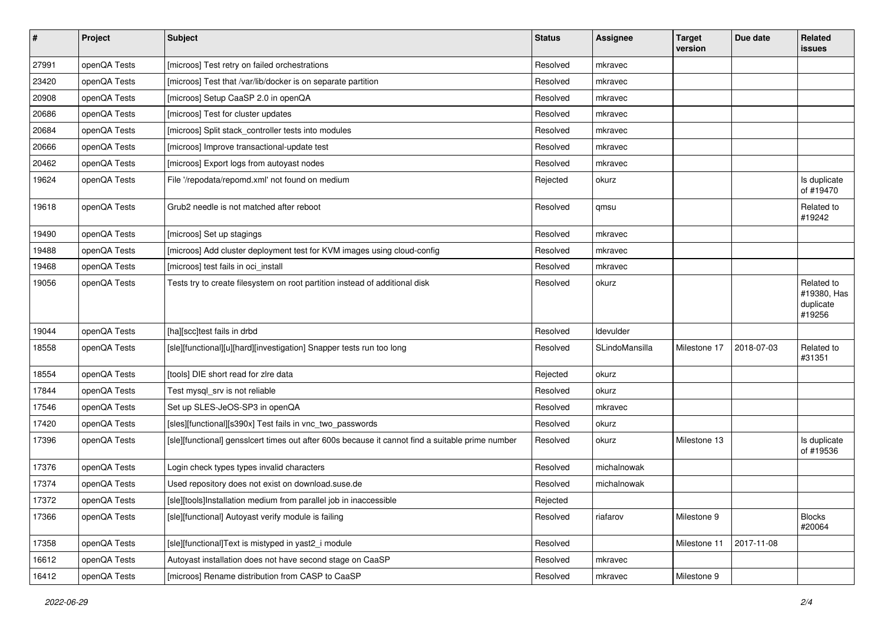| # | Project | Subject | Status | Assignee | Target version | Due date | Related issues |
|---|---|---|---|---|---|---|---|
| 27991 | openQA Tests | [microos] Test retry on failed orchestrations | Resolved | mkravec | | | |
| 23420 | openQA Tests | [microos] Test that /var/lib/docker is on separate partition | Resolved | mkravec | | | |
| 20908 | openQA Tests | [microos] Setup CaaSP 2.0 in openQA | Resolved | mkravec | | | |
| 20686 | openQA Tests | [microos] Test for cluster updates | Resolved | mkravec | | | |
| 20684 | openQA Tests | [microos] Split stack_controller tests into modules | Resolved | mkravec | | | |
| 20666 | openQA Tests | [microos] Improve transactional-update test | Resolved | mkravec | | | |
| 20462 | openQA Tests | [microos] Export logs from autoyast nodes | Resolved | mkravec | | | |
| 19624 | openQA Tests | File '/repodata/repomd.xml' not found on medium | Rejected | okurz | | | Is duplicate of #19470 |
| 19618 | openQA Tests | Grub2 needle is not matched after reboot | Resolved | qmsu | | | Related to #19242 |
| 19490 | openQA Tests | [microos] Set up stagings | Resolved | mkravec | | | |
| 19488 | openQA Tests | [microos] Add cluster deployment test for KVM images using cloud-config | Resolved | mkravec | | | |
| 19468 | openQA Tests | [microos] test fails in oci_install | Resolved | mkravec | | | |
| 19056 | openQA Tests | Tests try to create filesystem on root partition instead of additional disk | Resolved | okurz | | | Related to #19380, Has duplicate #19256 |
| 19044 | openQA Tests | [ha][scc]test fails in drbd | Resolved | ldevulder | | | |
| 18558 | openQA Tests | [sle][functional][u][hard][investigation] Snapper tests run too long | Resolved | SLindoMansilla | Milestone 17 | 2018-07-03 | Related to #31351 |
| 18554 | openQA Tests | [tools] DIE short read for zlre data | Rejected | okurz | | | |
| 17844 | openQA Tests | Test mysql_srv is not reliable | Resolved | okurz | | | |
| 17546 | openQA Tests | Set up SLES-JeOS-SP3 in openQA | Resolved | mkravec | | | |
| 17420 | openQA Tests | [sles][functional][s390x] Test fails in vnc_two_passwords | Resolved | okurz | | | |
| 17396 | openQA Tests | [sle][functional] gensslcert times out after 600s because it cannot find a suitable prime number | Resolved | okurz | Milestone 13 | | Is duplicate of #19536 |
| 17376 | openQA Tests | Login check types types invalid characters | Resolved | michalnowak | | | |
| 17374 | openQA Tests | Used repository does not exist on download.suse.de | Resolved | michalnowak | | | |
| 17372 | openQA Tests | [sle][tools]Installation medium from parallel job in inaccessible | Rejected | | | | |
| 17366 | openQA Tests | [sle][functional] Autoyast verify module is failing | Resolved | riafarov | Milestone 9 | | Blocks #20064 |
| 17358 | openQA Tests | [sle][functional]Text is mistyped in yast2_i module | Resolved | | Milestone 11 | 2017-11-08 | |
| 16612 | openQA Tests | Autoyast installation does not have second stage on CaaSP | Resolved | mkravec | | | |
| 16412 | openQA Tests | [microos] Rename distribution from CASP to CaaSP | Resolved | mkravec | Milestone 9 | | |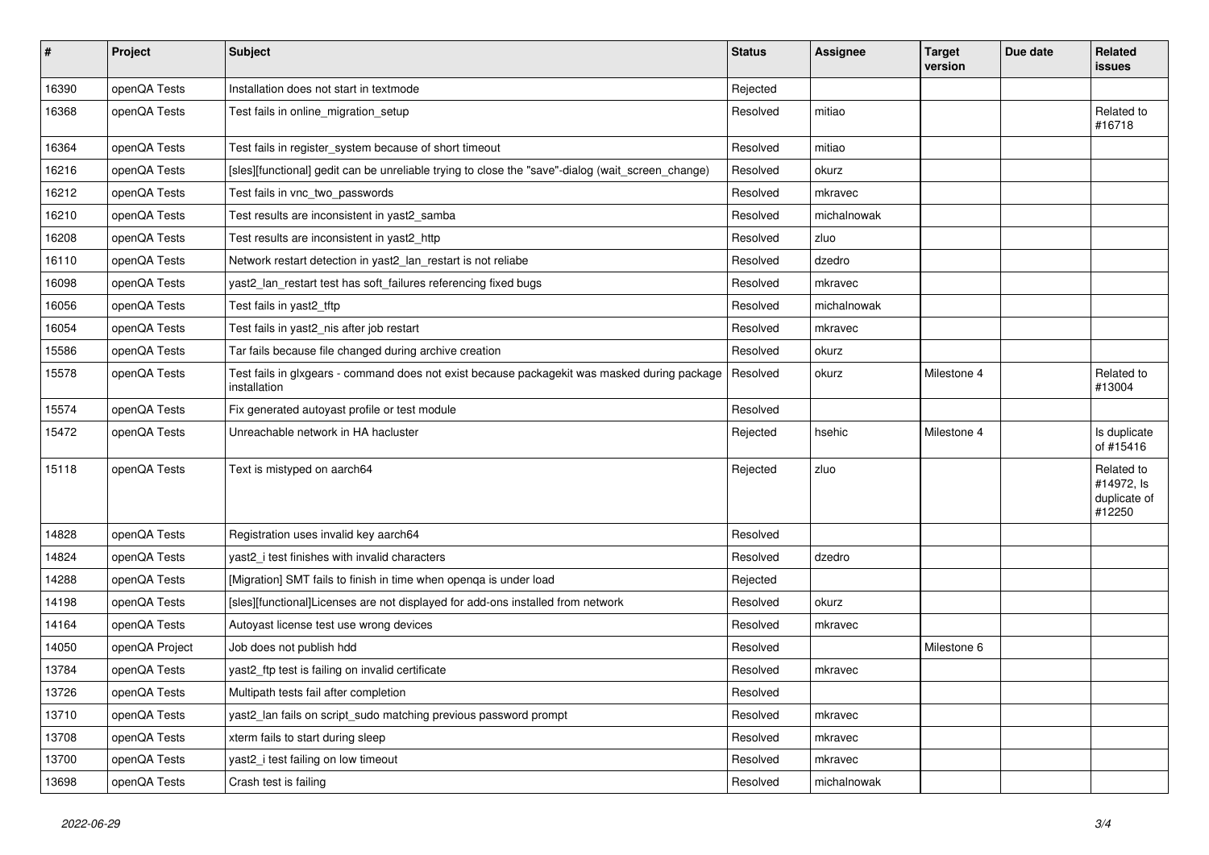| # | Project | Subject | Status | Assignee | Target version | Due date | Related issues |
|---|---|---|---|---|---|---|---|
| 16390 | openQA Tests | Installation does not start in textmode | Rejected | | | | |
| 16368 | openQA Tests | Test fails in online_migration_setup | Resolved | mitiao | | | Related to #16718 |
| 16364 | openQA Tests | Test fails in register_system because of short timeout | Resolved | mitiao | | | |
| 16216 | openQA Tests | [sles][functional] gedit can be unreliable trying to close the "save"-dialog (wait_screen_change) | Resolved | okurz | | | |
| 16212 | openQA Tests | Test fails in vnc_two_passwords | Resolved | mkravec | | | |
| 16210 | openQA Tests | Test results are inconsistent in yast2_samba | Resolved | michalnowak | | | |
| 16208 | openQA Tests | Test results are inconsistent in yast2_http | Resolved | zluo | | | |
| 16110 | openQA Tests | Network restart detection in yast2_lan_restart is not reliabe | Resolved | dzedro | | | |
| 16098 | openQA Tests | yast2_lan_restart test has soft_failures referencing fixed bugs | Resolved | mkravec | | | |
| 16056 | openQA Tests | Test fails in yast2_tftp | Resolved | michalnowak | | | |
| 16054 | openQA Tests | Test fails in yast2_nis after job restart | Resolved | mkravec | | | |
| 15586 | openQA Tests | Tar fails because file changed during archive creation | Resolved | okurz | | | |
| 15578 | openQA Tests | Test fails in glxgears - command does not exist because packagekit was masked during package installation | Resolved | okurz | Milestone 4 | | Related to #13004 |
| 15574 | openQA Tests | Fix generated autoyast profile or test module | Resolved | | | | |
| 15472 | openQA Tests | Unreachable network in HA hacluster | Rejected | hsehic | Milestone 4 | | Is duplicate of #15416 |
| 15118 | openQA Tests | Text is mistyped on aarch64 | Rejected | zluo | | | Related to #14972, Is duplicate of #12250 |
| 14828 | openQA Tests | Registration uses invalid key aarch64 | Resolved | | | | |
| 14824 | openQA Tests | yast2_i test finishes with invalid characters | Resolved | dzedro | | | |
| 14288 | openQA Tests | [Migration] SMT fails to finish in time when openqa is under load | Rejected | | | | |
| 14198 | openQA Tests | [sles][functional]Licenses are not displayed for add-ons installed from network | Resolved | okurz | | | |
| 14164 | openQA Tests | Autoyast license test use wrong devices | Resolved | mkravec | | | |
| 14050 | openQA Project | Job does not publish hdd | Resolved | | Milestone 6 | | |
| 13784 | openQA Tests | yast2_ftp test is failing on invalid certificate | Resolved | mkravec | | | |
| 13726 | openQA Tests | Multipath tests fail after completion | Resolved | | | | |
| 13710 | openQA Tests | yast2_lan fails on script_sudo matching previous password prompt | Resolved | mkravec | | | |
| 13708 | openQA Tests | xterm fails to start during sleep | Resolved | mkravec | | | |
| 13700 | openQA Tests | yast2_i test failing on low timeout | Resolved | mkravec | | | |
| 13698 | openQA Tests | Crash test is failing | Resolved | michalnowak | | | |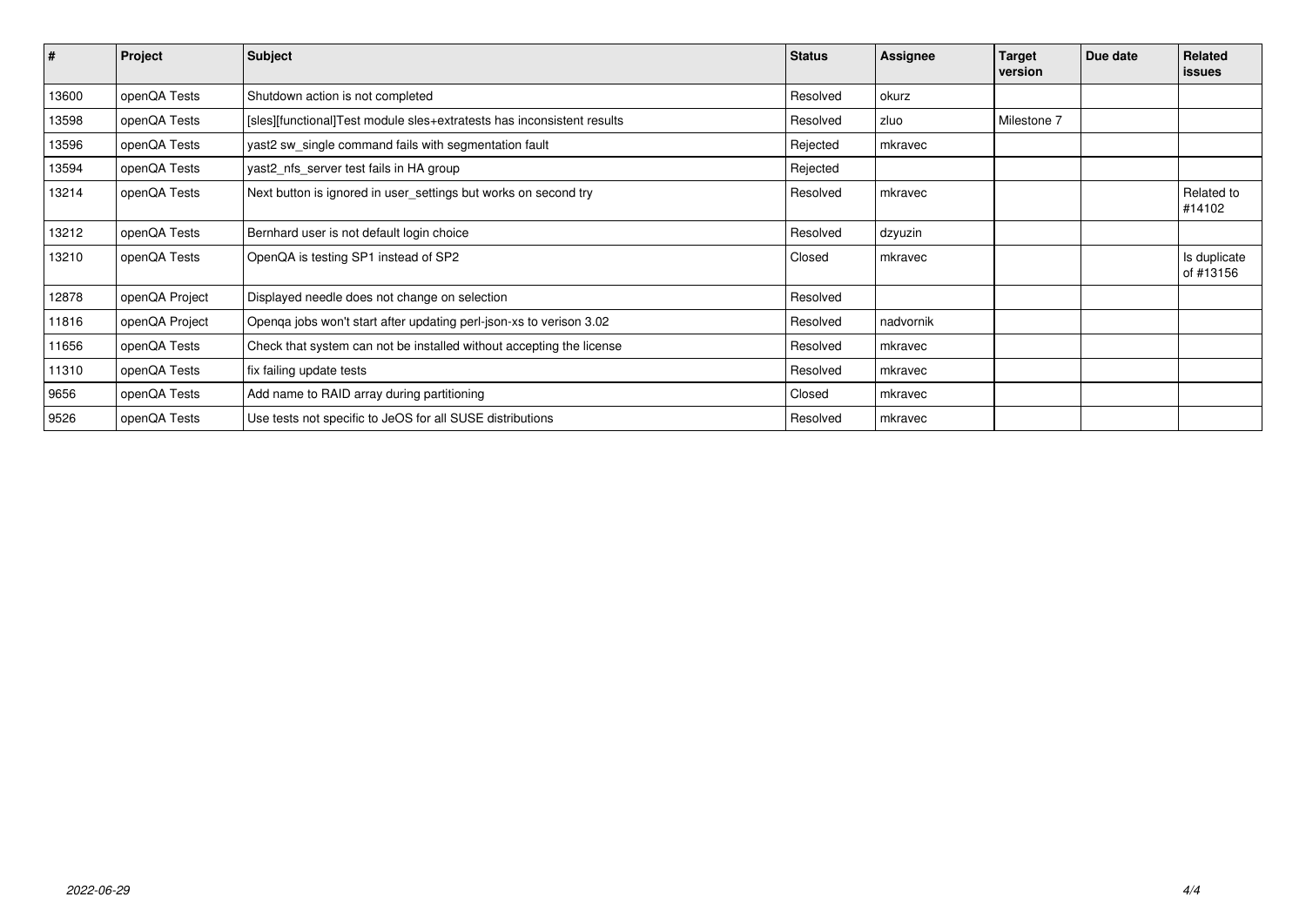| # | Project | Subject | Status | Assignee | Target version | Due date | Related issues |
|---|---|---|---|---|---|---|---|
| 13600 | openQA Tests | Shutdown action is not completed | Resolved | okurz | | | |
| 13598 | openQA Tests | [sles][functional]Test module sles+extratests has inconsistent results | Resolved | zluo | Milestone 7 | | |
| 13596 | openQA Tests | yast2 sw_single command fails with segmentation fault | Rejected | mkravec | | | |
| 13594 | openQA Tests | yast2_nfs_server test fails in HA group | Rejected | | | | |
| 13214 | openQA Tests | Next button is ignored in user_settings but works on second try | Resolved | mkravec | | | Related to #14102 |
| 13212 | openQA Tests | Bernhard user is not default login choice | Resolved | dzyuzin | | | |
| 13210 | openQA Tests | OpenQA is testing SP1 instead of SP2 | Closed | mkravec | | | Is duplicate of #13156 |
| 12878 | openQA Project | Displayed needle does not change on selection | Resolved | | | | |
| 11816 | openQA Project | Openqa jobs won't start after updating perl-json-xs to verison 3.02 | Resolved | nadvornik | | | |
| 11656 | openQA Tests | Check that system can not be installed without accepting the license | Resolved | mkravec | | | |
| 11310 | openQA Tests | fix failing update tests | Resolved | mkravec | | | |
| 9656 | openQA Tests | Add name to RAID array during partitioning | Closed | mkravec | | | |
| 9526 | openQA Tests | Use tests not specific to JeOS for all SUSE distributions | Resolved | mkravec | | | |

*2022-06-29*